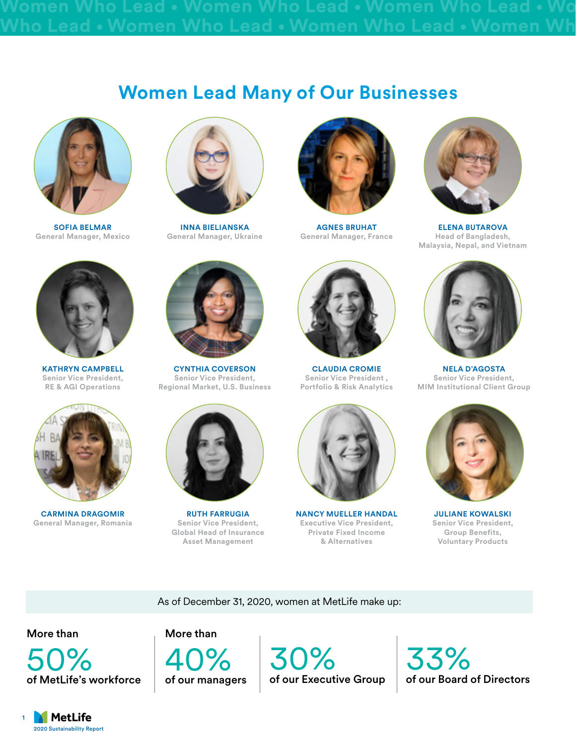# Women Lead Many of Our Businesses

**SOFIA BELMAR**
General Manager, Mexico

**INNA BIELIANSKA**
General Manager, Ukraine

**AGNES BRUHAT**
General Manager, France

**ELENA BUTAROVA**
Head of Bangladesh, Malaysia, Nepal, and Vietnam

**KATHRYN CAMPBELL**
Senior Vice President, RE & AGI Operations

**CYNTHIA COVERSON**
Senior Vice President, Regional Market, U.S. Business

**CLAUDIA CROMIE**
Senior Vice President , Portfolio & Risk Analytics

**NELA D'AGOSTA**
Senior Vice President, MIM Institutional Client Group

**CARMINA DRAGOMIR**
General Manager, Romania

**RUTH FARRUGIA**
Senior Vice President, Global Head of Insurance Asset Management

**NANCY MUELLER HANDAL**
Executive Vice President, Private Fixed Income & Alternatives

**JULIANE KOWALSKI**
Senior Vice President, Group Benefits, Voluntary Products

As of December 31, 2020, women at MetLife make up:

More than **50%** of MetLife's workforce

More than **40%** of our managers

**30%** of our Executive Group

**33%** of our Board of Directors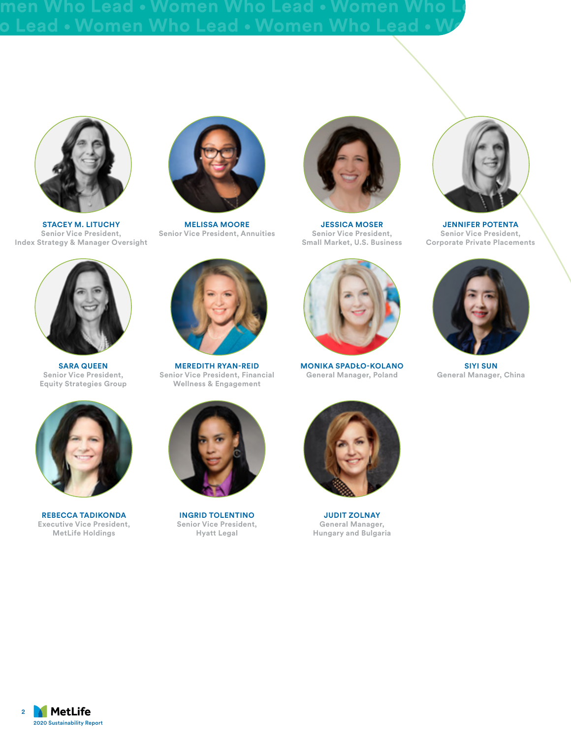**STACEY M. LITUCHY**
Senior Vice President,
Index Strategy & Manager Oversight

**MELISSA MOORE**
Senior Vice President, Annuities

**JESSICA MOSER**
Senior Vice President,
Small Market, U.S. Business

**JENNIFER POTENTA**
Senior Vice President,
Corporate Private Placements

**SARA QUEEN**
Senior Vice President,
Equity Strategies Group

**MEREDITH RYAN-REID**
Senior Vice President, Financial
Wellness & Engagement

**MONIKA SPADŁO-KOLANO**
General Manager, Poland

**SIYI SUN**
General Manager, China

**REBECCA TADIKONDA**
Executive Vice President,
MetLife Holdings

**INGRID TOLENTINO**
Senior Vice President,
Hyatt Legal

**JUDIT ZOLNAY**
General Manager,
Hungary and Bulgaria